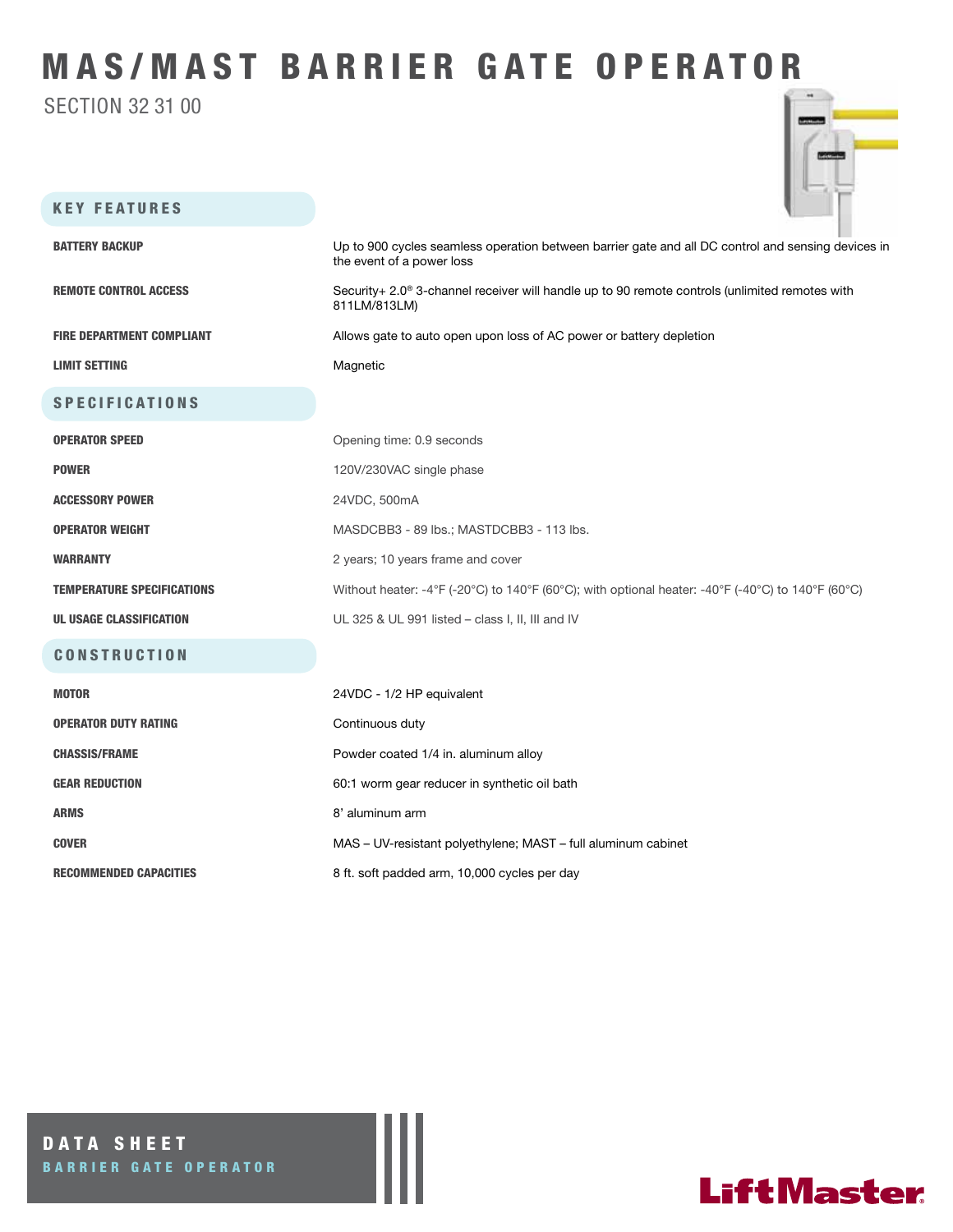# MAS/MAST BARRIER GATE OPERATOR

SECTION 32 31 00

## KEY FEATURES

| | |
|---|---|
| **BATTERY BACKUP** | Up to 900 cycles seamless operation between barrier gate and all DC control and sensing devices in the event of a power loss |
| **REMOTE CONTROL ACCESS** | Security+ 2.0® 3-channel receiver will handle up to 90 remote controls (unlimited remotes with 811LM/813LM) |
| **FIRE DEPARTMENT COMPLIANT** | Allows gate to auto open upon loss of AC power or battery depletion |
| **LIMIT SETTING** | Magnetic |

## SPECIFICATIONS

| | |
|---|---|
| **OPERATOR SPEED** | Opening time: 0.9 seconds |
| **POWER** | 120V/230VAC single phase |
| **ACCESSORY POWER** | 24VDC, 500mA |
| **OPERATOR WEIGHT** | MASDCBB3 - 89 lbs.; MASTDCBB3 - 113 lbs. |
| **WARRANTY** | 2 years; 10 years frame and cover |
| **TEMPERATURE SPECIFICATIONS** | Without heater: -4°F (-20°C) to 140°F (60°C); with optional heater: -40°F (-40°C) to 140°F (60°C) |
| **UL USAGE CLASSIFICATION** | UL 325 & UL 991 listed – class I, II, III and IV |

## CONSTRUCTION

| | |
|---|---|
| **MOTOR** | 24VDC - 1/2 HP equivalent |
| **OPERATOR DUTY RATING** | Continuous duty |
| **CHASSIS/FRAME** | Powder coated 1/4 in. aluminum alloy |
| **GEAR REDUCTION** | 60:1 worm gear reducer in synthetic oil bath |
| **ARMS** | 8' aluminum arm |
| **COVER** | MAS – UV-resistant polyethylene; MAST – full aluminum cabinet |
| **RECOMMENDED CAPACITIES** | 8 ft. soft padded arm, 10,000 cycles per day |

**DATA SHEET**
**BARRIER GATE OPERATOR**

LiftMaster®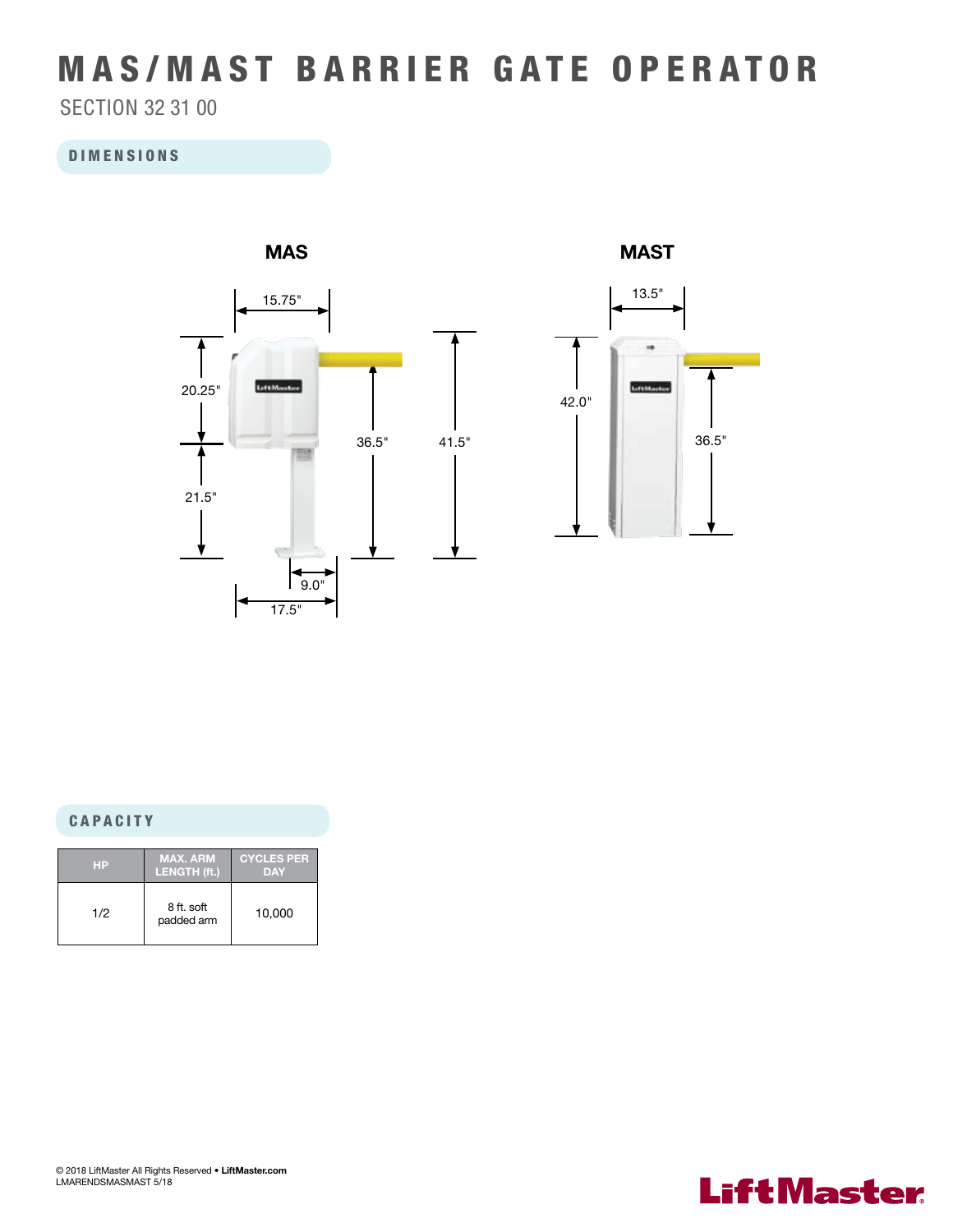# MAS/MAST BARRIER GATE OPERATOR

SECTION 32 31 00

## DIMENSIONS

MAS

15.75"

20.25"

21.5"

36.5"

41.5"

9.0"

17.5"

MAST

13.5"

42.0"

36.5"

## CAPACITY

| HP | MAX. ARM LENGTH (ft.) | CYCLES PER DAY |
|---|---|---|
| 1/2 | 8 ft. soft padded arm | 10,000 |

© 2018 LiftMaster All Rights Reserved • **LiftMaster.com**
LMARENDSMASMAST 5/18